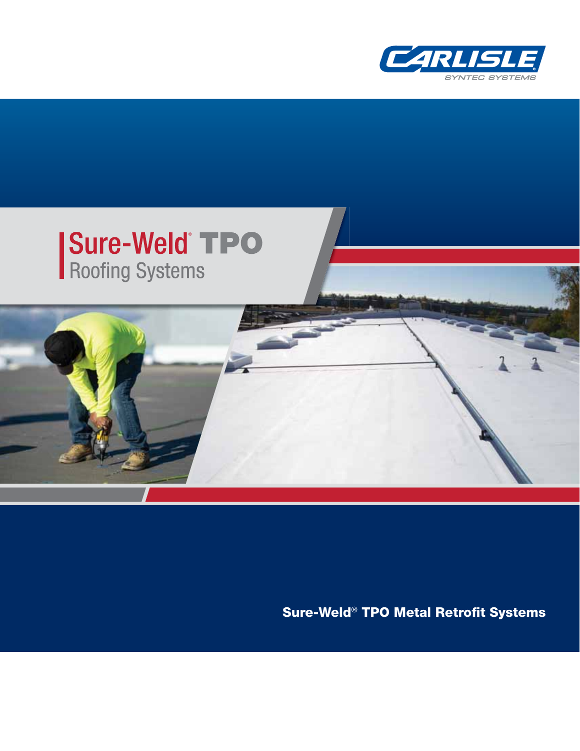CARLISLE

SYNTEC SYSTEMS

# Sure-Weld® TPO

Roofing Systems

## Sure-Weld® TPO Metal Retrofit Systems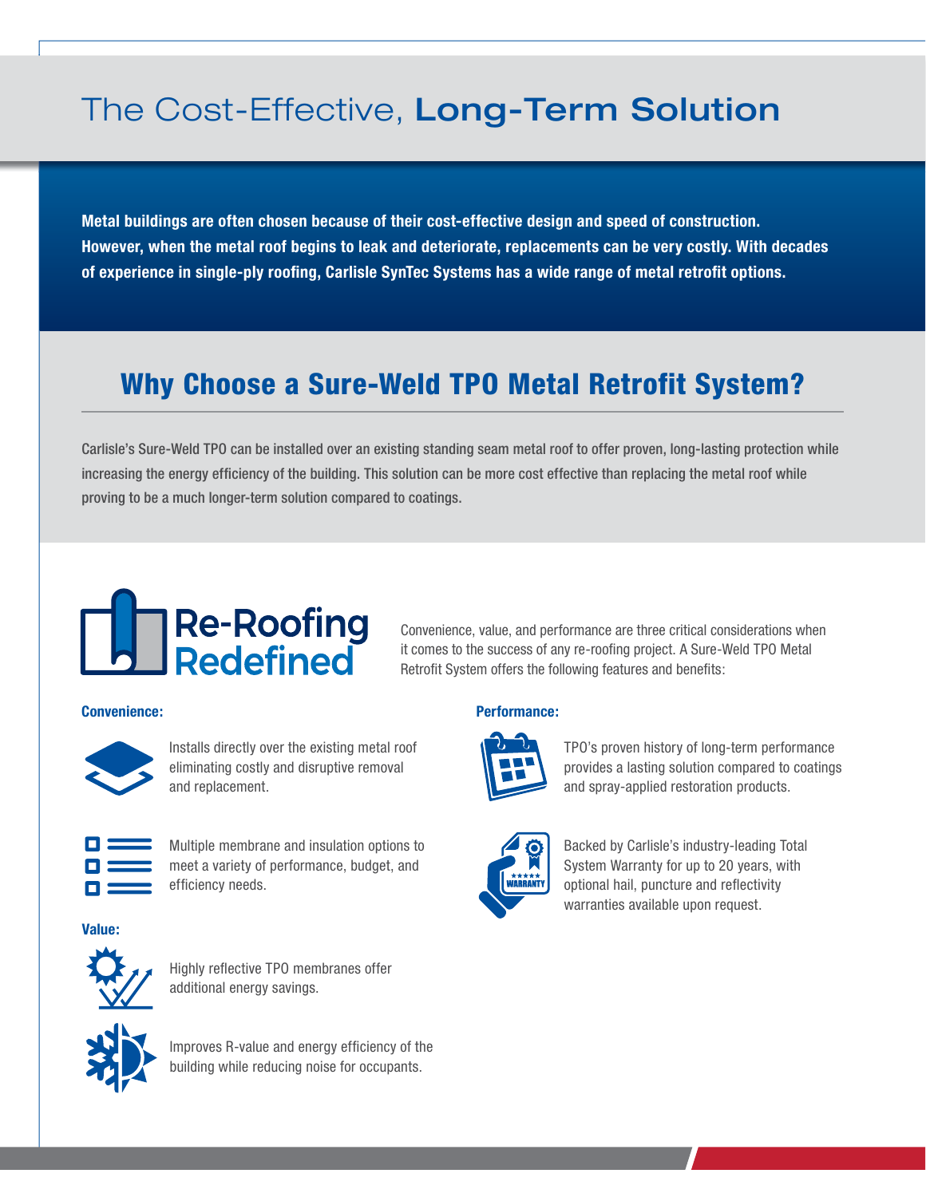# The Cost-Effective, **Long-Term Solution**

**Metal buildings are often chosen because of their cost-effective design and speed of construction. However, when the metal roof begins to leak and deteriorate, replacements can be very costly. With decades of experience in single-ply roofing, Carlisle SynTec Systems has a wide range of metal retrofit options.**

## Why Choose a Sure-Weld TPO Metal Retrofit System?

Carlisle's Sure-Weld TPO can be installed over an existing standing seam metal roof to offer proven, long-lasting protection while increasing the energy efficiency of the building. This solution can be more cost effective than replacing the metal roof while proving to be a much longer-term solution compared to coatings.

### Re-Roofing Redefined

Convenience, value, and performance are three critical considerations when it comes to the success of any re-roofing project. A Sure-Weld TPO Metal Retrofit System offers the following features and benefits:

**Convenience:**

- Installs directly over the existing metal roof eliminating costly and disruptive removal and replacement.
- Multiple membrane and insulation options to meet a variety of performance, budget, and efficiency needs.

**Value:**

- Highly reflective TPO membranes offer additional energy savings.
- Improves R-value and energy efficiency of the building while reducing noise for occupants.

**Performance:**

- TPO's proven history of long-term performance provides a lasting solution compared to coatings and spray-applied restoration products.
- Backed by Carlisle's industry-leading Total System Warranty for up to 20 years, with optional hail, puncture and reflectivity warranties available upon request.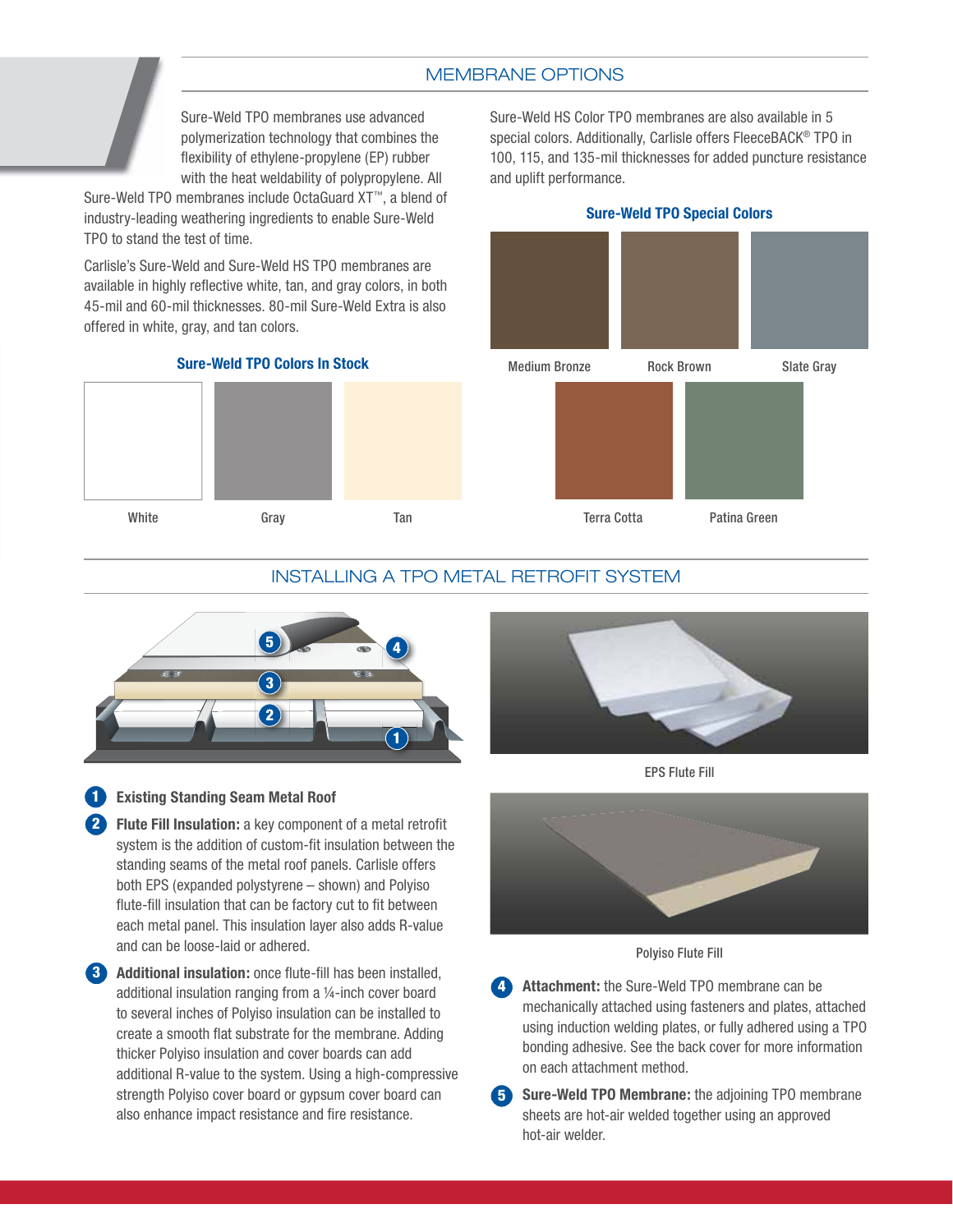## MEMBRANE OPTIONS

Sure-Weld TPO membranes use advanced polymerization technology that combines the flexibility of ethylene-propylene (EP) rubber with the heat weldability of polypropylene. All Sure-Weld TPO membranes include OctaGuard XT™, a blend of industry-leading weathering ingredients to enable Sure-Weld TPO to stand the test of time.

Carlisle's Sure-Weld and Sure-Weld HS TPO membranes are available in highly reflective white, tan, and gray colors, in both 45-mil and 60-mil thicknesses. 80-mil Sure-Weld Extra is also offered in white, gray, and tan colors.

### Sure-Weld TPO Colors In Stock

White

Gray

Tan

Sure-Weld HS Color TPO membranes are also available in 5 special colors. Additionally, Carlisle offers FleeceBACK® TPO in 100, 115, and 135-mil thicknesses for added puncture resistance and uplift performance.

### Sure-Weld TPO Special Colors

Medium Bronze

Rock Brown

Slate Gray

Terra Cotta

Patina Green

## INSTALLING A TPO METAL RETROFIT SYSTEM

1. **Existing Standing Seam Metal Roof**
2. **Flute Fill Insulation:** a key component of a metal retrofit system is the addition of custom-fit insulation between the standing seams of the metal roof panels. Carlisle offers both EPS (expanded polystyrene – shown) and Polyiso flute-fill insulation that can be factory cut to fit between each metal panel. This insulation layer also adds R-value and can be loose-laid or adhered.
3. **Additional insulation:** once flute-fill has been installed, additional insulation ranging from a ¼-inch cover board to several inches of Polyiso insulation can be installed to create a smooth flat substrate for the membrane. Adding thicker Polyiso insulation and cover boards can add additional R-value to the system. Using a high-compressive strength Polyiso cover board or gypsum cover board can also enhance impact resistance and fire resistance.

EPS Flute Fill

Polyiso Flute Fill

4. **Attachment:** the Sure-Weld TPO membrane can be mechanically attached using fasteners and plates, attached using induction welding plates, or fully adhered using a TPO bonding adhesive. See the back cover for more information on each attachment method.
5. **Sure-Weld TPO Membrane:** the adjoining TPO membrane sheets are hot-air welded together using an approved hot-air welder.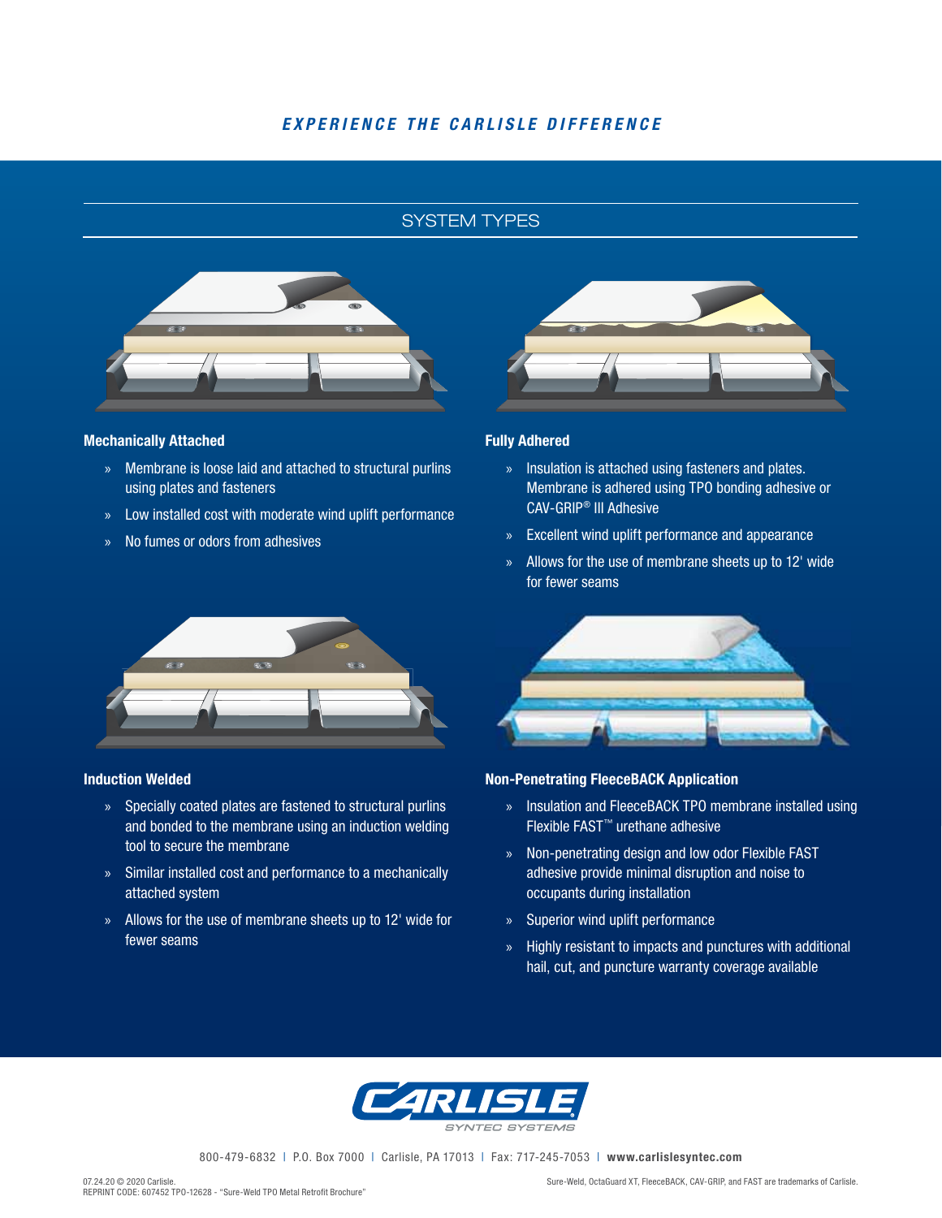*EXPERIENCE THE CARLISLE DIFFERENCE*

## SYSTEM TYPES

### Mechanically Attached

- Membrane is loose laid and attached to structural purlins using plates and fasteners
- Low installed cost with moderate wind uplift performance
- No fumes or odors from adhesives

### Fully Adhered

- Insulation is attached using fasteners and plates. Membrane is adhered using TPO bonding adhesive or CAV-GRIP® III Adhesive
- Excellent wind uplift performance and appearance
- Allows for the use of membrane sheets up to 12' wide for fewer seams

### Induction Welded

- Specially coated plates are fastened to structural purlins and bonded to the membrane using an induction welding tool to secure the membrane
- Similar installed cost and performance to a mechanically attached system
- Allows for the use of membrane sheets up to 12' wide for fewer seams

### Non-Penetrating FleeceBACK Application

- Insulation and FleeceBACK TPO membrane installed using Flexible FAST™ urethane adhesive
- Non-penetrating design and low odor Flexible FAST adhesive provide minimal disruption and noise to occupants during installation
- Superior wind uplift performance
- Highly resistant to impacts and punctures with additional hail, cut, and puncture warranty coverage available

CARLISLE
SYNTEC SYSTEMS

800-479-6832 | P.O. Box 7000 | Carlisle, PA 17013 | Fax: 717-245-7053 | **www.carlislesyntec.com**

07.24.20 © 2020 Carlisle.
REPRINT CODE: 607452 TPO-12628 - "Sure-Weld TPO Metal Retrofit Brochure"

Sure-Weld, OctaGuard XT, FleeceBACK, CAV-GRIP, and FAST are trademarks of Carlisle.